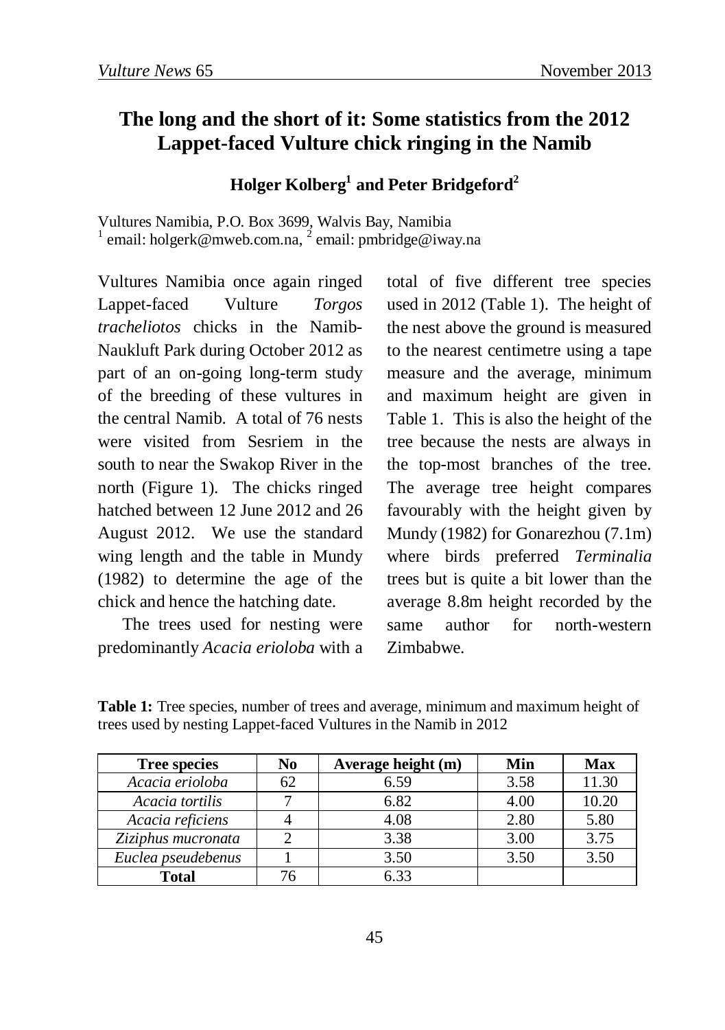# The long and the short of it: Some statistics from the 2012 Lappet-faced Vulture chick ringing in the Namib

**Holger Kolberg[1] and Peter Bridgeford[2]**

Vultures Namibia, P.O. Box 3699, Walvis Bay, Namibia
[1] email: holgerk@mweb.com.na, [2] email: pmbridge@iway.na

Vultures Namibia once again ringed Lappet-faced Vulture *Torgos tracheliotos* chicks in the Namib-Naukluft Park during October 2012 as part of an on-going long-term study of the breeding of these vultures in the central Namib. A total of 76 nests were visited from Sesriem in the south to near the Swakop River in the north (Figure 1). The chicks ringed hatched between 12 June 2012 and 26 August 2012. We use the standard wing length and the table in Mundy (1982) to determine the age of the chick and hence the hatching date.

The trees used for nesting were predominantly *Acacia erioloba* with a total of five different tree species used in 2012 (Table 1). The height of the nest above the ground is measured to the nearest centimetre using a tape measure and the average, minimum and maximum height are given in Table 1. This is also the height of the tree because the nests are always in the top-most branches of the tree. The average tree height compares favourably with the height given by Mundy (1982) for Gonarezhou (7.1m) where birds preferred *Terminalia* trees but is quite a bit lower than the average 8.8m height recorded by the same author for north-western Zimbabwe.

**Table 1:** Tree species, number of trees and average, minimum and maximum height of trees used by nesting Lappet-faced Vultures in the Namib in 2012

| Tree species | No | Average height (m) | Min | Max |
|---|---|---|---|---|
| *Acacia erioloba* | 62 | 6.59 | 3.58 | 11.30 |
| *Acacia tortilis* | 7 | 6.82 | 4.00 | 10.20 |
| *Acacia reficiens* | 4 | 4.08 | 2.80 | 5.80 |
| *Ziziphus mucronata* | 2 | 3.38 | 3.00 | 3.75 |
| *Euclea pseudebenus* | 1 | 3.50 | 3.50 | 3.50 |
| **Total** | 76 | 6.33 | | |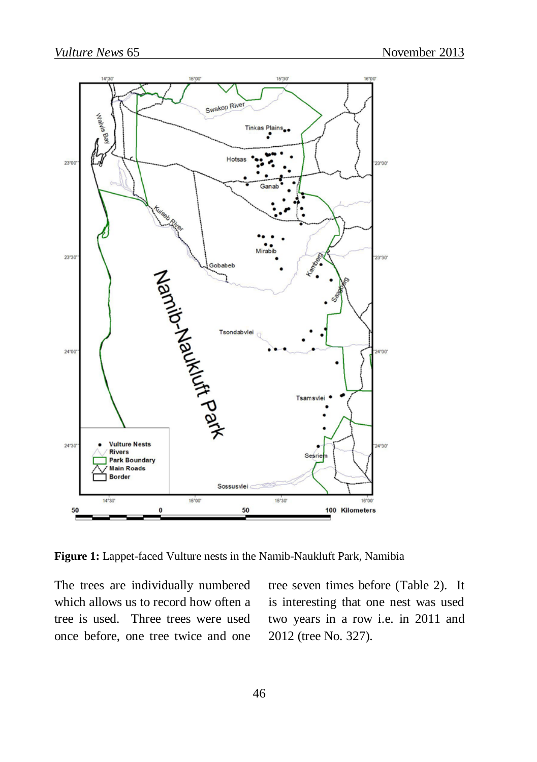**Figure 1:** Lappet-faced Vulture nests in the Namib-Naukluft Park, Namibia

The trees are individually numbered which allows us to record how often a tree is used. Three trees were used once before, one tree twice and one tree seven times before (Table 2). It is interesting that one nest was used two years in a row i.e. in 2011 and 2012 (tree No. 327).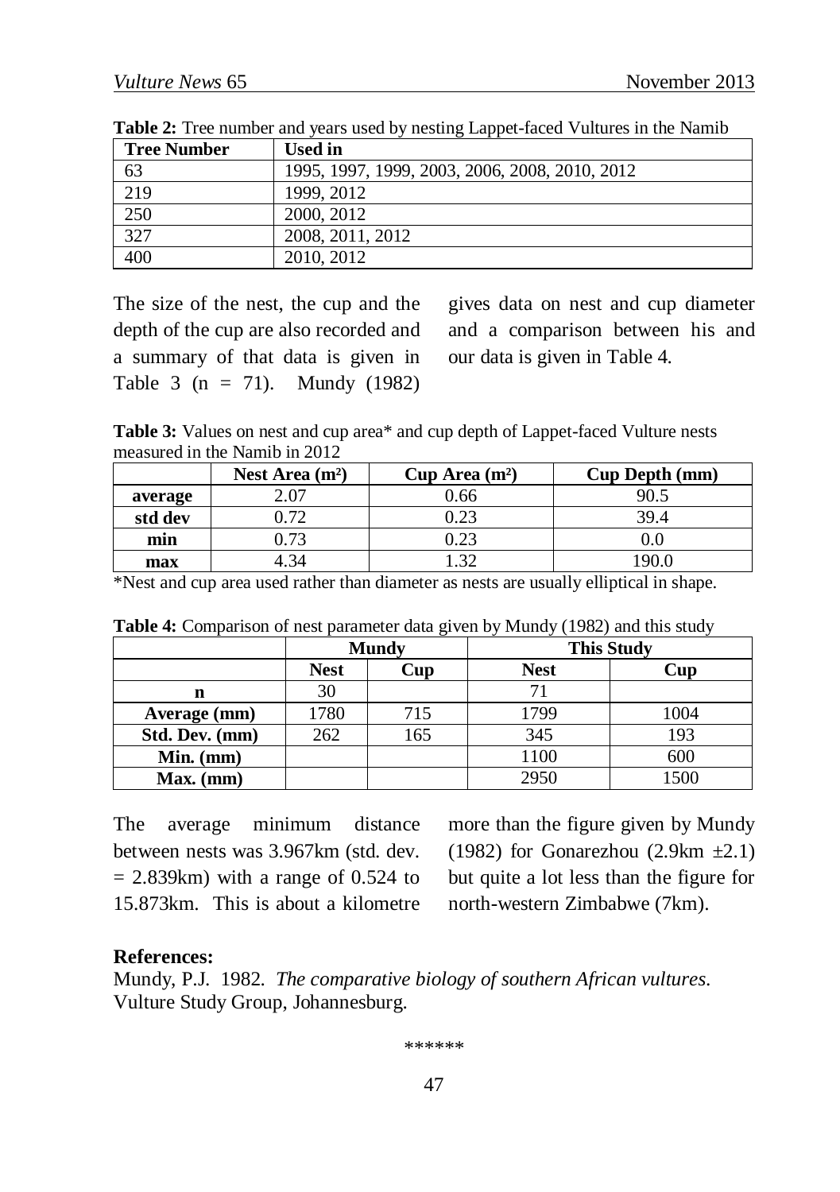**Table 2:** Tree number and years used by nesting Lappet-faced Vultures in the Namib

| Tree Number | Used in |
|---|---|
| 63 | 1995, 1997, 1999, 2003, 2006, 2008, 2010, 2012 |
| 219 | 1999, 2012 |
| 250 | 2000, 2012 |
| 327 | 2008, 2011, 2012 |
| 400 | 2010, 2012 |

The size of the nest, the cup and the depth of the cup are also recorded and a summary of that data is given in Table 3 (n = 71). Mundy (1982) gives data on nest and cup diameter and a comparison between his and our data is given in Table 4.

**Table 3:** Values on nest and cup area* and cup depth of Lappet-faced Vulture nests measured in the Namib in 2012

| | Nest Area ($m^2$) | Cup Area ($m^2$) | Cup Depth (mm) |
|---|---|---|---|
| **average** | 2.07 | 0.66 | 90.5 |
| **std dev** | 0.72 | 0.23 | 39.4 |
| **min** | 0.73 | 0.23 | 0.0 |
| **max** | 4.34 | 1.32 | 190.0 |

*Nest and cup area used rather than diameter as nests are usually elliptical in shape.

**Table 4:** Comparison of nest parameter data given by Mundy (1982) and this study

| | Mundy | | This Study | |
|---|---|---|---|---|
| | **Nest** | **Cup** | **Nest** | **Cup** |
| **n** | 30 | | 71 | |
| **Average (mm)** | 1780 | 715 | 1799 | 1004 |
| **Std. Dev. (mm)** | 262 | 165 | 345 | 193 |
| **Min. (mm)** | | | 1100 | 600 |
| **Max. (mm)** | | | 2950 | 1500 |

The average minimum distance between nests was 3.967km (std. dev. = 2.839km) with a range of 0.524 to 15.873km. This is about a kilometre more than the figure given by Mundy (1982) for Gonarezhou (2.9km ±2.1) but quite a lot less than the figure for north-western Zimbabwe (7km).

## References:

Mundy, P.J. 1982. *The comparative biology of southern African vultures*. Vulture Study Group, Johannesburg.

******